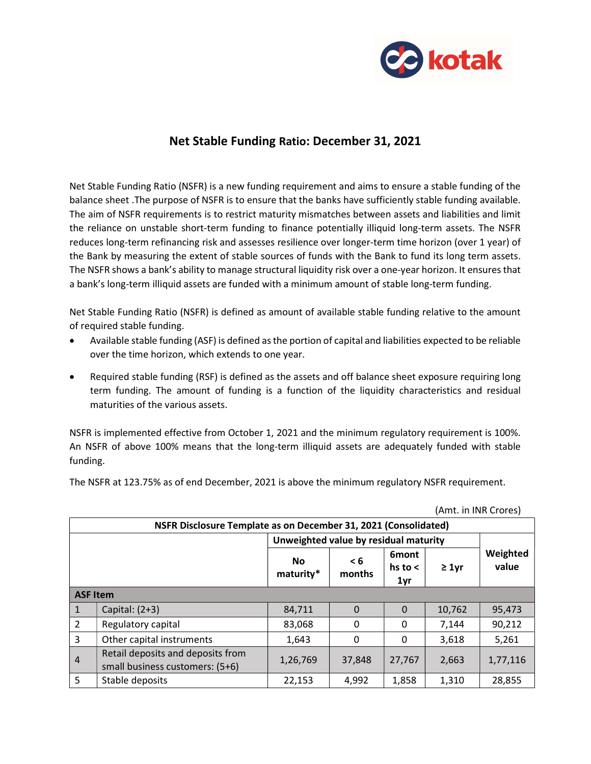# Net Stable Funding Ratio: December 31, 2021

Net Stable Funding Ratio (NSFR) is a new funding requirement and aims to ensure a stable funding of the balance sheet .The purpose of NSFR is to ensure that the banks have sufficiently stable funding available. The aim of NSFR requirements is to restrict maturity mismatches between assets and liabilities and limit the reliance on unstable short-term funding to finance potentially illiquid long-term assets. The NSFR reduces long-term refinancing risk and assesses resilience over longer-term time horizon (over 1 year) of the Bank by measuring the extent of stable sources of funds with the Bank to fund its long term assets. The NSFR shows a bank's ability to manage structural liquidity risk over a one-year horizon. It ensures that a bank's long-term illiquid assets are funded with a minimum amount of stable long-term funding.

Net Stable Funding Ratio (NSFR) is defined as amount of available stable funding relative to the amount of required stable funding.

- Available stable funding (ASF) is defined as the portion of capital and liabilities expected to be reliable over the time horizon, which extends to one year.
- Required stable funding (RSF) is defined as the assets and off balance sheet exposure requiring long term funding. The amount of funding is a function of the liquidity characteristics and residual maturities of the various assets.

NSFR is implemented effective from October 1, 2021 and the minimum regulatory requirement is 100%. An NSFR of above 100% means that the long-term illiquid assets are adequately funded with stable funding.

The NSFR at 123.75% as of end December, 2021 is above the minimum regulatory NSFR requirement.

(Amt. in INR Crores)

| NSFR Disclosure Template as on December 31, 2021 (Consolidated) | | | | | | |
|---|---|---|---|---|---|---|
| | | Unweighted value by residual maturity | | | | Weighted value |
| | | No maturity* | < 6 months | 6months to < 1yr | ≥ 1yr | |
| **ASF Item** | | | | | | |
| 1 | Capital: (2+3) | 84,711 | 0 | 0 | 10,762 | 95,473 |
| 2 | Regulatory capital | 83,068 | 0 | 0 | 7,144 | 90,212 |
| 3 | Other capital instruments | 1,643 | 0 | 0 | 3,618 | 5,261 |
| 4 | Retail deposits and deposits from small business customers: (5+6) | 1,26,769 | 37,848 | 27,767 | 2,663 | 1,77,116 |
| 5 | Stable deposits | 22,153 | 4,992 | 1,858 | 1,310 | 28,855 |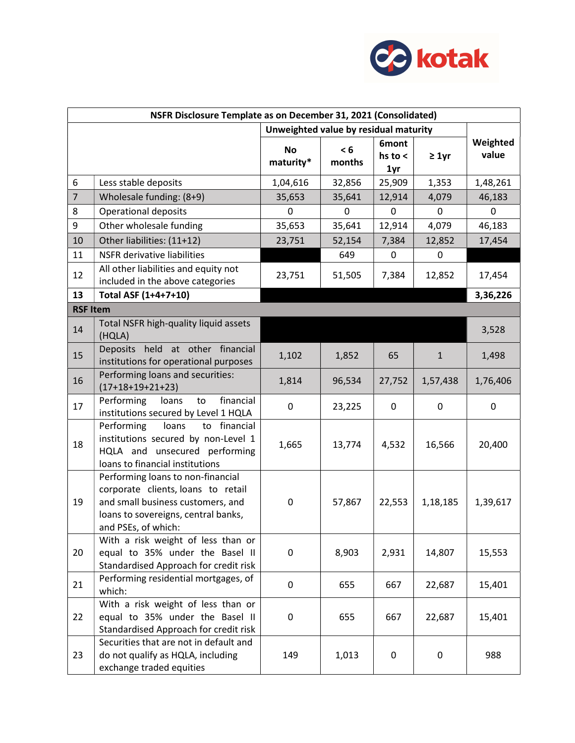| NSFR Disclosure Template as on December 31, 2021 (Consolidated) | | | | | | |
|---|---|---|---|---|---|---|
| | | Unweighted value by residual maturity | | | | Weighted value |
| | | No maturity* | < 6 months | 6months to < 1yr | ≥ 1yr | |
| 6 | Less stable deposits | 1,04,616 | 32,856 | 25,909 | 1,353 | 1,48,261 |
| 7 | Wholesale funding: (8+9) | 35,653 | 35,641 | 12,914 | 4,079 | 46,183 |
| 8 | Operational deposits | 0 | 0 | 0 | 0 | 0 |
| 9 | Other wholesale funding | 35,653 | 35,641 | 12,914 | 4,079 | 46,183 |
| 10 | Other liabilities: (11+12) | 23,751 | 52,154 | 7,384 | 12,852 | 17,454 |
| 11 | NSFR derivative liabilities | | 649 | 0 | 0 | |
| 12 | All other liabilities and equity not included in the above categories | 23,751 | 51,505 | 7,384 | 12,852 | 17,454 |
| **13** | **Total ASF (1+4+7+10)** | | | | | **3,36,226** |
| **RSF Item** | | | | | | |
| 14 | Total NSFR high-quality liquid assets (HQLA) | | | | | 3,528 |
| 15 | Deposits held at other financial institutions for operational purposes | 1,102 | 1,852 | 65 | 1 | 1,498 |
| 16 | Performing loans and securities: (17+18+19+21+23) | 1,814 | 96,534 | 27,752 | 1,57,438 | 1,76,406 |
| 17 | Performing loans to financial institutions secured by Level 1 HQLA | 0 | 23,225 | 0 | 0 | 0 |
| 18 | Performing loans to financial institutions secured by non-Level 1 HQLA and unsecured performing loans to financial institutions | 1,665 | 13,774 | 4,532 | 16,566 | 20,400 |
| 19 | Performing loans to non-financial corporate clients, loans to retail and small business customers, and loans to sovereigns, central banks, and PSEs, of which: | 0 | 57,867 | 22,553 | 1,18,185 | 1,39,617 |
| 20 | With a risk weight of less than or equal to 35% under the Basel II Standardised Approach for credit risk | 0 | 8,903 | 2,931 | 14,807 | 15,553 |
| 21 | Performing residential mortgages, of which: | 0 | 655 | 667 | 22,687 | 15,401 |
| 22 | With a risk weight of less than or equal to 35% under the Basel II Standardised Approach for credit risk | 0 | 655 | 667 | 22,687 | 15,401 |
| 23 | Securities that are not in default and do not qualify as HQLA, including exchange traded equities | 149 | 1,013 | 0 | 0 | 988 |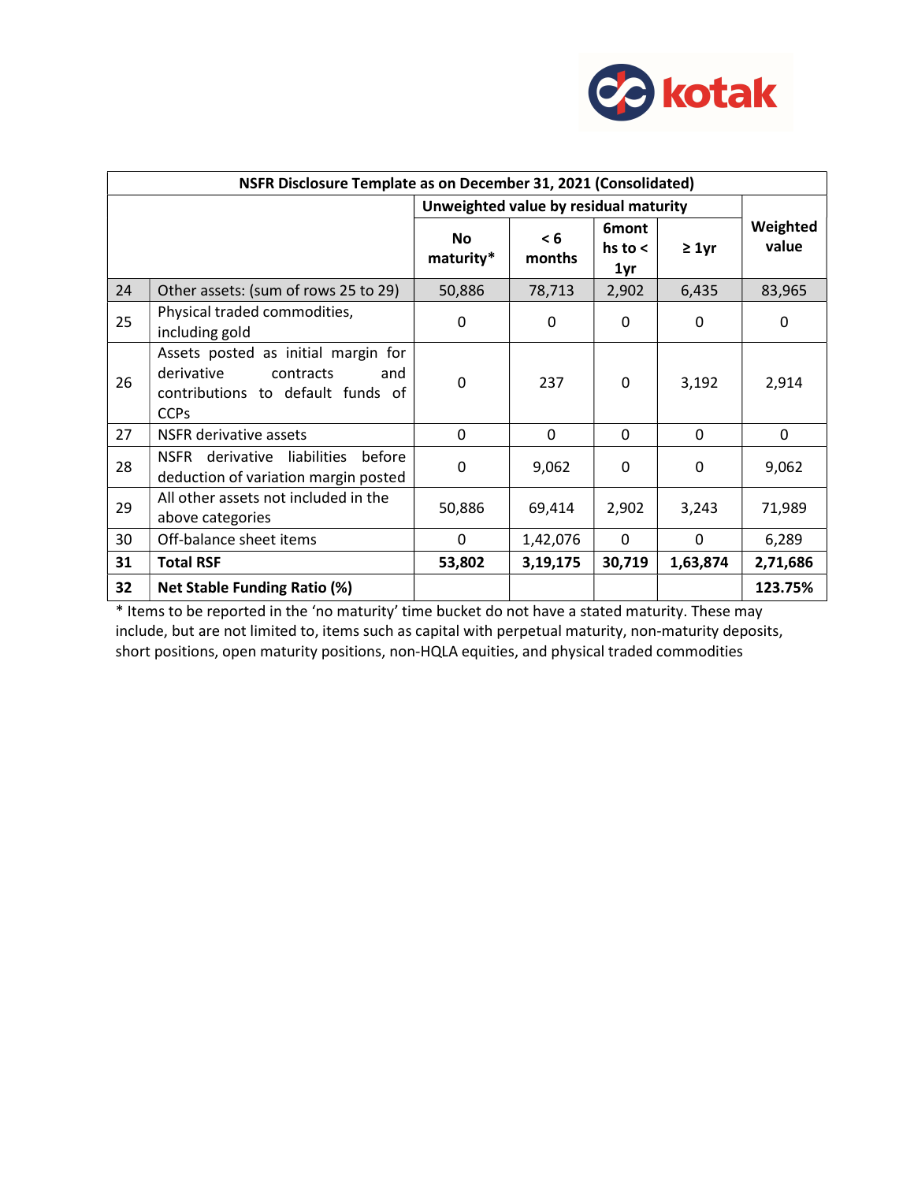| NSFR Disclosure Template as on December 31, 2021 (Consolidated) | | | | | | |
|---|---|---|---|---|---|---|
| | | Unweighted value by residual maturity | | | | Weighted value |
| | | No maturity* | < 6 months | 6months to < 1yr | ≥ 1yr | |
| 24 | Other assets: (sum of rows 25 to 29) | 50,886 | 78,713 | 2,902 | 6,435 | 83,965 |
| 25 | Physical traded commodities, including gold | 0 | 0 | 0 | 0 | 0 |
| 26 | Assets posted as initial margin for derivative contracts and contributions to default funds of CCPs | 0 | 237 | 0 | 3,192 | 2,914 |
| 27 | NSFR derivative assets | 0 | 0 | 0 | 0 | 0 |
| 28 | NSFR derivative liabilities before deduction of variation margin posted | 0 | 9,062 | 0 | 0 | 9,062 |
| 29 | All other assets not included in the above categories | 50,886 | 69,414 | 2,902 | 3,243 | 71,989 |
| 30 | Off-balance sheet items | 0 | 1,42,076 | 0 | 0 | 6,289 |
| **31** | **Total RSF** | **53,802** | **3,19,175** | **30,719** | **1,63,874** | **2,71,686** |
| **32** | **Net Stable Funding Ratio (%)** | | | | | **123.75%** |

* Items to be reported in the 'no maturity' time bucket do not have a stated maturity. These may include, but are not limited to, items such as capital with perpetual maturity, non-maturity deposits, short positions, open maturity positions, non-HQLA equities, and physical traded commodities